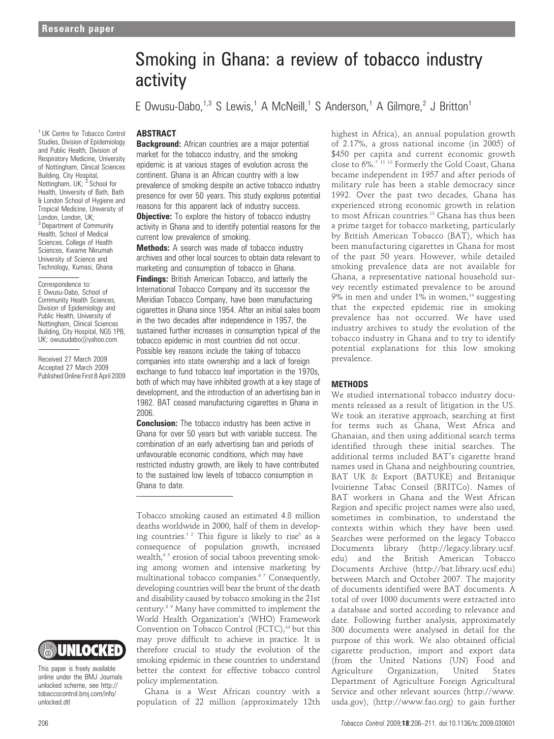Research paper

# Smoking in Ghana: a review of tobacco industry activity

E Owusu-Dabo,[1,3] S Lewis,[1] A McNeill,[1] S Anderson,[1] A Gilmore,[2] J Britton[1]

[1] UK Centre for Tobacco Control Studies, Division of Epidemiology and Public Health, Division of Respiratory Medicine, University of Nottingham, Clinical Sciences Building, City Hospital, Nottingham, UK; [2] School for Health, University of Bath, Bath & London School of Hygiene and Tropical Medicine, University of London, London, UK; [3] Department of Community Health, School of Medical Sciences, College of Health Sciences, Kwame Nkrumah University of Science and Technology, Kumasi, Ghana

Correspondence to: E Owusu-Dabo, School of Community Health Sciences, Division of Epidemiology and Public Health, University of Nottingham, Clinical Sciences Building, City Hospital, NG5 1PB, UK; owusudabo@yahoo.com

Received 27 March 2009
Accepted 27 March 2009
Published Online First 8 April 2009

## ABSTRACT

**Background:** African countries are a major potential market for the tobacco industry, and the smoking epidemic is at various stages of evolution across the continent. Ghana is an African country with a low prevalence of smoking despite an active tobacco industry presence for over 50 years. This study explores potential reasons for this apparent lack of industry success.

**Objective:** To explore the history of tobacco industry activity in Ghana and to identify potential reasons for the current low prevalence of smoking.

**Methods:** A search was made of tobacco industry archives and other local sources to obtain data relevant to marketing and consumption of tobacco in Ghana.

**Findings:** British American Tobacco, and latterly the International Tobacco Company and its successor the Meridian Tobacco Company, have been manufacturing cigarettes in Ghana since 1954. After an initial sales boom in the two decades after independence in 1957, the sustained further increases in consumption typical of the tobacco epidemic in most countries did not occur. Possible key reasons include the taking of tobacco companies into state ownership and a lack of foreign exchange to fund tobacco leaf importation in the 1970s, both of which may have inhibited growth at a key stage of development, and the introduction of an advertising ban in 1982. BAT ceased manufacturing cigarettes in Ghana in 2006.

**Conclusion:** The tobacco industry has been active in Ghana for over 50 years but with variable success. The combination of an early advertising ban and periods of unfavourable economic conditions, which may have restricted industry growth, are likely to have contributed to the sustained low levels of tobacco consumption in Ghana to date.

Tobacco smoking caused an estimated 4.8 million deaths worldwide in 2000, half of them in developing countries.[1,2] This figure is likely to rise[3] as a consequence of population growth, increased wealth,[4,5] erosion of social taboos preventing smoking among women and intensive marketing by multinational tobacco companies.[6,7] Consequently, developing countries will bear the brunt of the death and disability caused by tobacco smoking in the 21st century.[8,9] Many have committed to implement the World Health Organization's (WHO) Framework Convention on Tobacco Control (FCTC),[10] but this may prove difficult to achieve in practice. It is therefore crucial to study the evolution of the smoking epidemic in these countries to understand better the context for effective tobacco control policy implementation.

Ghana is a West African country with a population of 22 million (approximately 12th highest in Africa), an annual population growth of 2.17%, a gross national income (in 2005) of \$450 per capita and current economic growth close to 6%.[7,11,12] Formerly the Gold Coast, Ghana became independent in 1957 and after periods of military rule has been a stable democracy since 1992. Over the past two decades, Ghana has experienced strong economic growth in relation to most African countries.[13] Ghana has thus been a prime target for tobacco marketing, particularly by British American Tobacco (BAT), which has been manufacturing cigarettes in Ghana for most of the past 50 years. However, while detailed smoking prevalence data are not available for Ghana, a representative national household survey recently estimated prevalence to be around 9% in men and under 1% in women,[14] suggesting that the expected epidemic rise in smoking prevalence has not occurred. We have used industry archives to study the evolution of the tobacco industry in Ghana and to try to identify potential explanations for this low smoking prevalence.

## METHODS

We studied international tobacco industry documents released as a result of litigation in the US. We took an iterative approach, searching at first for terms such as Ghana, West Africa and Ghanaian, and then using additional search terms identified through these initial searches. The additional terms included BAT's cigarette brand names used in Ghana and neighbouring countries, BAT UK & Export (BATUKE) and Britanique Ivoirienne Tabac Conseil (BRITCo). Names of BAT workers in Ghana and the West African Region and specific project names were also used, sometimes in combination, to understand the contexts within which they have been used. Searches were performed on the legacy Tobacco Documents library (http://legacy.library.ucsf.edu) and the British American Tobacco Documents Archive (http://bat.library.ucsf.edu) between March and October 2007. The majority of documents identified were BAT documents. A total of over 1000 documents were extracted into a database and sorted according to relevance and date. Following further analysis, approximately 300 documents were analysed in detail for the purpose of this work. We also obtained official cigarette production, import and export data (from the United Nations (UN) Food and Agriculture Organization, United States Department of Agriculture Foreign Agricultural Service and other relevant sources (http://www.usda.gov), (http://www.fao.org) to gain further

This paper is freely available online under the BMJ Journals unlocked scheme, see http://tobaccocontrol.bmj.com/info/unlocked.dtl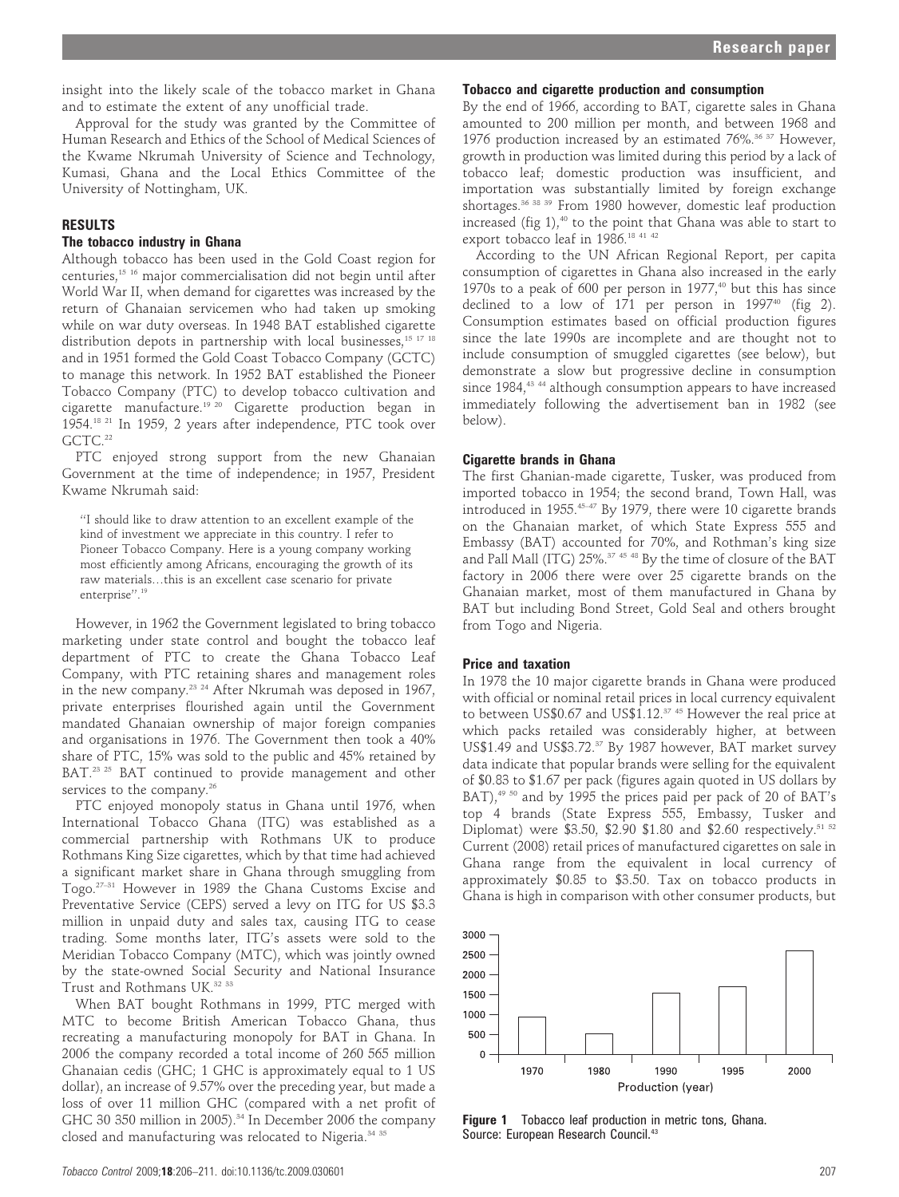insight into the likely scale of the tobacco market in Ghana and to estimate the extent of any unofficial trade.

Approval for the study was granted by the Committee of Human Research and Ethics of the School of Medical Sciences of the Kwame Nkrumah University of Science and Technology, Kumasi, Ghana and the Local Ethics Committee of the University of Nottingham, UK.

## RESULTS

### The tobacco industry in Ghana

Although tobacco has been used in the Gold Coast region for centuries,[15 16] major commercialisation did not begin until after World War II, when demand for cigarettes was increased by the return of Ghanaian servicemen who had taken up smoking while on war duty overseas. In 1948 BAT established cigarette distribution depots in partnership with local businesses,[15 17 18] and in 1951 formed the Gold Coast Tobacco Company (GCTC) to manage this network. In 1952 BAT established the Pioneer Tobacco Company (PTC) to develop tobacco cultivation and cigarette manufacture.[19 20] Cigarette production began in 1954.[18 21] In 1959, 2 years after independence, PTC took over GCTC.[22]

PTC enjoyed strong support from the new Ghanaian Government at the time of independence; in 1957, President Kwame Nkrumah said:

> "I should like to draw attention to an excellent example of the kind of investment we appreciate in this country. I refer to Pioneer Tobacco Company. Here is a young company working most efficiently among Africans, encouraging the growth of its raw materials…this is an excellent case scenario for private enterprise".[19]

However, in 1962 the Government legislated to bring tobacco marketing under state control and bought the tobacco leaf department of PTC to create the Ghana Tobacco Leaf Company, with PTC retaining shares and management roles in the new company.[23 24] After Nkrumah was deposed in 1967, private enterprises flourished again until the Government mandated Ghanaian ownership of major foreign companies and organisations in 1976. The Government then took a 40% share of PTC, 15% was sold to the public and 45% retained by BAT.[23 25] BAT continued to provide management and other services to the company.[26]

PTC enjoyed monopoly status in Ghana until 1976, when International Tobacco Ghana (ITG) was established as a commercial partnership with Rothmans UK to produce Rothmans King Size cigarettes, which by that time had achieved a significant market share in Ghana through smuggling from Togo.[27–31] However in 1989 the Ghana Customs Excise and Preventative Service (CEPS) served a levy on ITG for US $3.3 million in unpaid duty and sales tax, causing ITG to cease trading. Some months later, ITG's assets were sold to the Meridian Tobacco Company (MTC), which was jointly owned by the state-owned Social Security and National Insurance Trust and Rothmans UK.[32 33]

When BAT bought Rothmans in 1999, PTC merged with MTC to become British American Tobacco Ghana, thus recreating a manufacturing monopoly for BAT in Ghana. In 2006 the company recorded a total income of 260 565 million Ghanaian cedis (GHC; 1 GHC is approximately equal to 1 US dollar), an increase of 9.57% over the preceding year, but made a loss of over 11 million GHC (compared with a net profit of GHC 30 350 million in 2005).[34] In December 2006 the company closed and manufacturing was relocated to Nigeria.[34 35]

### Tobacco and cigarette production and consumption

By the end of 1966, according to BAT, cigarette sales in Ghana amounted to 200 million per month, and between 1968 and 1976 production increased by an estimated 76%.[36 37] However, growth in production was limited during this period by a lack of tobacco leaf; domestic production was insufficient, and importation was substantially limited by foreign exchange shortages.[36 38 39] From 1980 however, domestic leaf production increased (fig 1),[40] to the point that Ghana was able to start to export tobacco leaf in 1986.[18 41 42]

According to the UN African Regional Report, per capita consumption of cigarettes in Ghana also increased in the early 1970s to a peak of 600 per person in 1977,[40] but this has since declined to a low of 171 per person in 1997[40] (fig 2). Consumption estimates based on official production figures since the late 1990s are incomplete and are thought not to include consumption of smuggled cigarettes (see below), but demonstrate a slow but progressive decline in consumption since 1984,[43 44] although consumption appears to have increased immediately following the advertisement ban in 1982 (see below).

### Cigarette brands in Ghana

The first Ghanian-made cigarette, Tusker, was produced from imported tobacco in 1954; the second brand, Town Hall, was introduced in 1955.[45–47] By 1979, there were 10 cigarette brands on the Ghanaian market, of which State Express 555 and Embassy (BAT) accounted for 70%, and Rothman's king size and Pall Mall (ITG) 25%.[37 45 48] By the time of closure of the BAT factory in 2006 there were over 25 cigarette brands on the Ghanaian market, most of them manufactured in Ghana by BAT but including Bond Street, Gold Seal and others brought from Togo and Nigeria.

### Price and taxation

In 1978 the 10 major cigarette brands in Ghana were produced with official or nominal retail prices in local currency equivalent to between US$0.67 and US$1.12.[37 45] However the real price at which packs retailed was considerably higher, at between US$1.49 and US$3.72.[37] By 1987 however, BAT market survey data indicate that popular brands were selling for the equivalent of $0.83 to $1.67 per pack (figures again quoted in US dollars by BAT),[49 50] and by 1995 the prices paid per pack of 20 of BAT's top 4 brands (State Express 555, Embassy, Tusker and Diplomat) were $3.50, $2.90 $1.80 and $2.60 respectively.[51 52] Current (2008) retail prices of manufactured cigarettes on sale in Ghana range from the equivalent in local currency of approximately $0.85 to $3.50. Tax on tobacco products in Ghana is high in comparison with other consumer products, but

**Figure 1** Tobacco leaf production in metric tons, Ghana. Source: European Research Council.[43]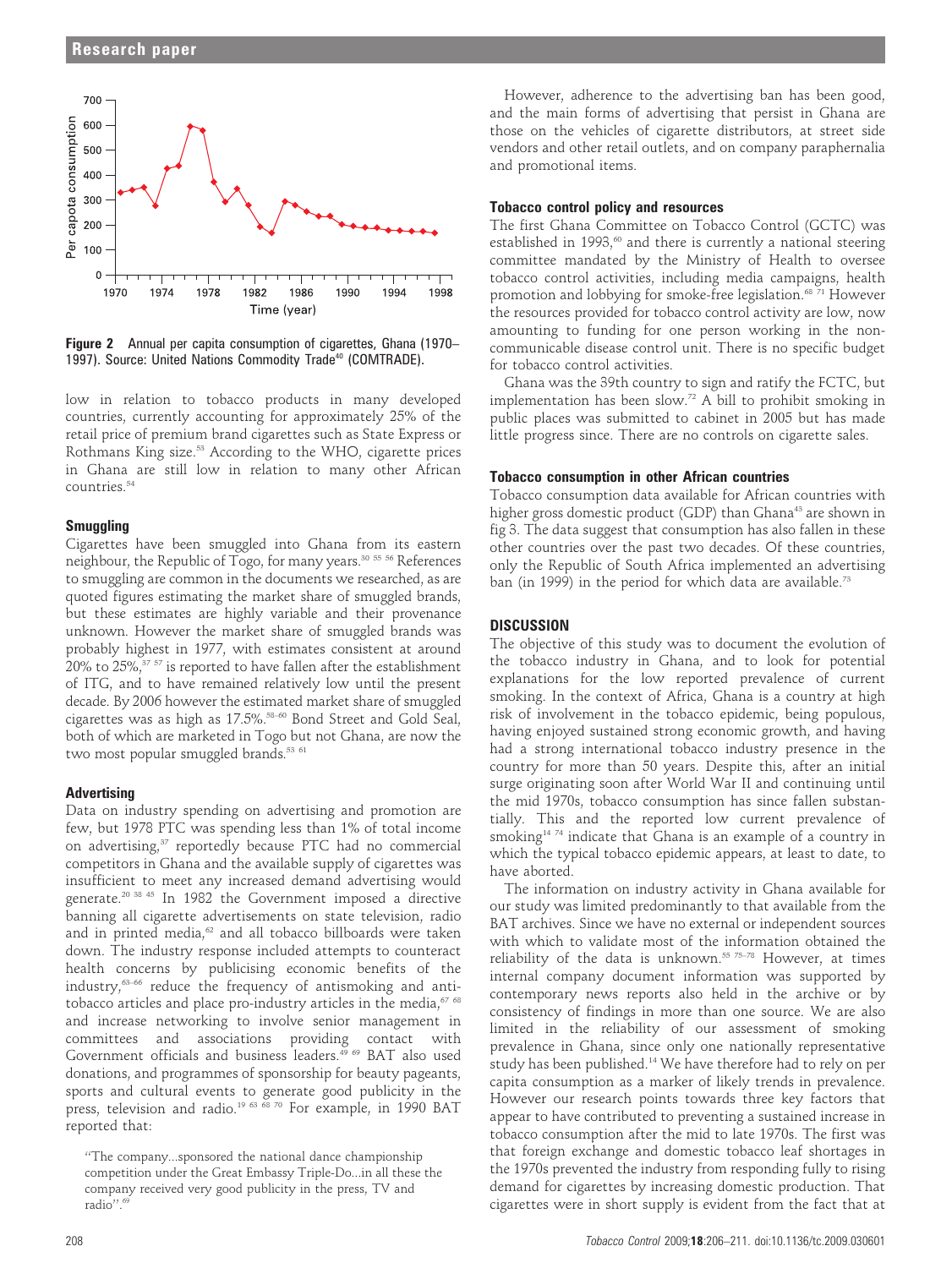Figure 2 Annual per capita consumption of cigarettes, Ghana (1970–1997). Source: United Nations Commodity Trade[40] (COMTRADE).

low in relation to tobacco products in many developed countries, currently accounting for approximately 25% of the retail price of premium brand cigarettes such as State Express or Rothmans King size.[53] According to the WHO, cigarette prices in Ghana are still low in relation to many other African countries.[54]

### Smuggling

Cigarettes have been smuggled into Ghana from its eastern neighbour, the Republic of Togo, for many years.[30 55 56] References to smuggling are common in the documents we researched, as are quoted figures estimating the market share of smuggled brands, but these estimates are highly variable and their provenance unknown. However the market share of smuggled brands was probably highest in 1977, with estimates consistent at around 20% to 25%,[37 57] is reported to have fallen after the establishment of ITG, and to have remained relatively low until the present decade. By 2006 however the estimated market share of smuggled cigarettes was as high as 17.5%.[58–60] Bond Street and Gold Seal, both of which are marketed in Togo but not Ghana, are now the two most popular smuggled brands.[53 61]

### Advertising

Data on industry spending on advertising and promotion are few, but 1978 PTC was spending less than 1% of total income on advertising,[37] reportedly because PTC had no commercial competitors in Ghana and the available supply of cigarettes was insufficient to meet any increased demand advertising would generate.[20 38 45] In 1982 the Government imposed a directive banning all cigarette advertisements on state television, radio and in printed media,[62] and all tobacco billboards were taken down. The industry response included attempts to counteract health concerns by publicising economic benefits of the industry,[63–66] reduce the frequency of antismoking and anti-tobacco articles and place pro-industry articles in the media,[67 68] and increase networking to involve senior management in committees and associations providing contact with Government officials and business leaders.[49 69] BAT also used donations, and programmes of sponsorship for beauty pageants, sports and cultural events to generate good publicity in the press, television and radio.[19 63 68 70] For example, in 1990 BAT reported that:

> "The company...sponsored the national dance championship competition under the Great Embassy Triple-Do...in all these the company received very good publicity in the press, TV and radio".[69]

However, adherence to the advertising ban has been good, and the main forms of advertising that persist in Ghana are those on the vehicles of cigarette distributors, at street side vendors and other retail outlets, and on company paraphernalia and promotional items.

### Tobacco control policy and resources

The first Ghana Committee on Tobacco Control (GCTC) was established in 1993,[60] and there is currently a national steering committee mandated by the Ministry of Health to oversee tobacco control activities, including media campaigns, health promotion and lobbying for smoke-free legislation.[68 71] However the resources provided for tobacco control activity are low, now amounting to funding for one person working in the non-communicable disease control unit. There is no specific budget for tobacco control activities.

Ghana was the 39th country to sign and ratify the FCTC, but implementation has been slow.[72] A bill to prohibit smoking in public places was submitted to cabinet in 2005 but has made little progress since. There are no controls on cigarette sales.

### Tobacco consumption in other African countries

Tobacco consumption data available for African countries with higher gross domestic product (GDP) than Ghana[43] are shown in fig 3. The data suggest that consumption has also fallen in these other countries over the past two decades. Of these countries, only the Republic of South Africa implemented an advertising ban (in 1999) in the period for which data are available.[73]

## DISCUSSION

The objective of this study was to document the evolution of the tobacco industry in Ghana, and to look for potential explanations for the low reported prevalence of current smoking. In the context of Africa, Ghana is a country at high risk of involvement in the tobacco epidemic, being populous, having enjoyed sustained strong economic growth, and having had a strong international tobacco industry presence in the country for more than 50 years. Despite this, after an initial surge originating soon after World War II and continuing until the mid 1970s, tobacco consumption has since fallen substantially. This and the reported low current prevalence of smoking[14 74] indicate that Ghana is an example of a country in which the typical tobacco epidemic appears, at least to date, to have aborted.

The information on industry activity in Ghana available for our study was limited predominantly to that available from the BAT archives. Since we have no external or independent sources with which to validate most of the information obtained the reliability of the data is unknown.[55 75–78] However, at times internal company document information was supported by contemporary news reports also held in the archive or by consistency of findings in more than one source. We are also limited in the reliability of our assessment of smoking prevalence in Ghana, since only one nationally representative study has been published.[14] We have therefore had to rely on per capita consumption as a marker of likely trends in prevalence. However our research points towards three key factors that appear to have contributed to preventing a sustained increase in tobacco consumption after the mid to late 1970s. The first was that foreign exchange and domestic tobacco leaf shortages in the 1970s prevented the industry from responding fully to rising demand for cigarettes by increasing domestic production. That cigarettes were in short supply is evident from the fact that at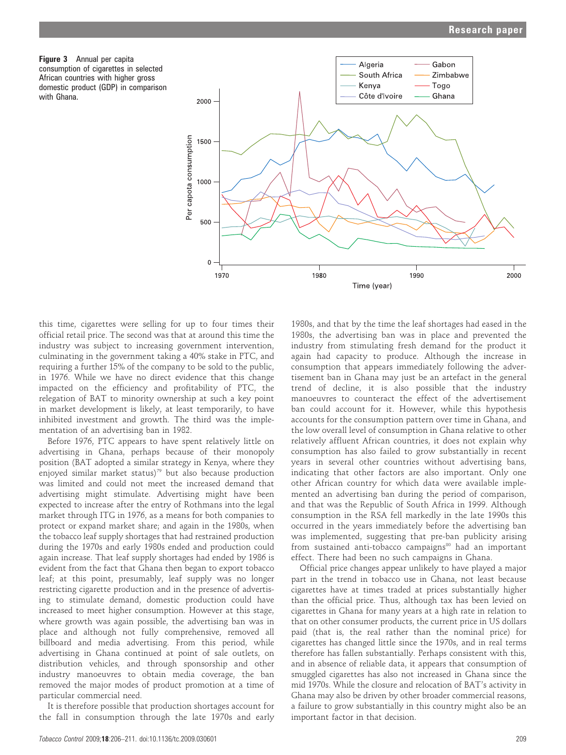**Figure 3** Annual per capita consumption of cigarettes in selected African countries with higher gross domestic product (GDP) in comparison with Ghana.

this time, cigarettes were selling for up to four times their official retail price. The second was that at around this time the industry was subject to increasing government intervention, culminating in the government taking a 40% stake in PTC, and requiring a further 15% of the company to be sold to the public, in 1976. While we have no direct evidence that this change impacted on the efficiency and profitability of PTC, the relegation of BAT to minority ownership at such a key point in market development is likely, at least temporarily, to have inhibited investment and growth. The third was the implementation of an advertising ban in 1982.

Before 1976, PTC appears to have spent relatively little on advertising in Ghana, perhaps because of their monopoly position (BAT adopted a similar strategy in Kenya, where they enjoyed similar market status)[79] but also because production was limited and could not meet the increased demand that advertising might stimulate. Advertising might have been expected to increase after the entry of Rothmans into the legal market through ITG in 1976, as a means for both companies to protect or expand market share; and again in the 1980s, when the tobacco leaf supply shortages that had restrained production during the 1970s and early 1980s ended and production could again increase. That leaf supply shortages had ended by 1986 is evident from the fact that Ghana then began to export tobacco leaf; at this point, presumably, leaf supply was no longer restricting cigarette production and in the presence of advertising to stimulate demand, domestic production could have increased to meet higher consumption. However at this stage, where growth was again possible, the advertising ban was in place and although not fully comprehensive, removed all billboard and media advertising. From this period, while advertising in Ghana continued at point of sale outlets, on distribution vehicles, and through sponsorship and other industry manoeuvres to obtain media coverage, the ban removed the major modes of product promotion at a time of particular commercial need.

It is therefore possible that production shortages account for the fall in consumption through the late 1970s and early 1980s, and that by the time the leaf shortages had eased in the 1980s, the advertising ban was in place and prevented the industry from stimulating fresh demand for the product it again had capacity to produce. Although the increase in consumption that appears immediately following the advertisement ban in Ghana may just be an artefact in the general trend of decline, it is also possible that the industry manoeuvres to counteract the effect of the advertisement ban could account for it. However, while this hypothesis accounts for the consumption pattern over time in Ghana, and the low overall level of consumption in Ghana relative to other relatively affluent African countries, it does not explain why consumption has also failed to grow substantially in recent years in several other countries without advertising bans, indicating that other factors are also important. Only one other African country for which data were available implemented an advertising ban during the period of comparison, and that was the Republic of South Africa in 1999. Although consumption in the RSA fell markedly in the late 1990s this occurred in the years immediately before the advertising ban was implemented, suggesting that pre-ban publicity arising from sustained anti-tobacco campaigns[80] had an important effect. There had been no such campaigns in Ghana.

Official price changes appear unlikely to have played a major part in the trend in tobacco use in Ghana, not least because cigarettes have at times traded at prices substantially higher than the official price. Thus, although tax has been levied on cigarettes in Ghana for many years at a high rate in relation to that on other consumer products, the current price in US dollars paid (that is, the real rather than the nominal price) for cigarettes has changed little since the 1970s, and in real terms therefore has fallen substantially. Perhaps consistent with this, and in absence of reliable data, it appears that consumption of smuggled cigarettes has also not increased in Ghana since the mid 1970s. While the closure and relocation of BAT's activity in Ghana may also be driven by other broader commercial reasons, a failure to grow substantially in this country might also be an important factor in that decision.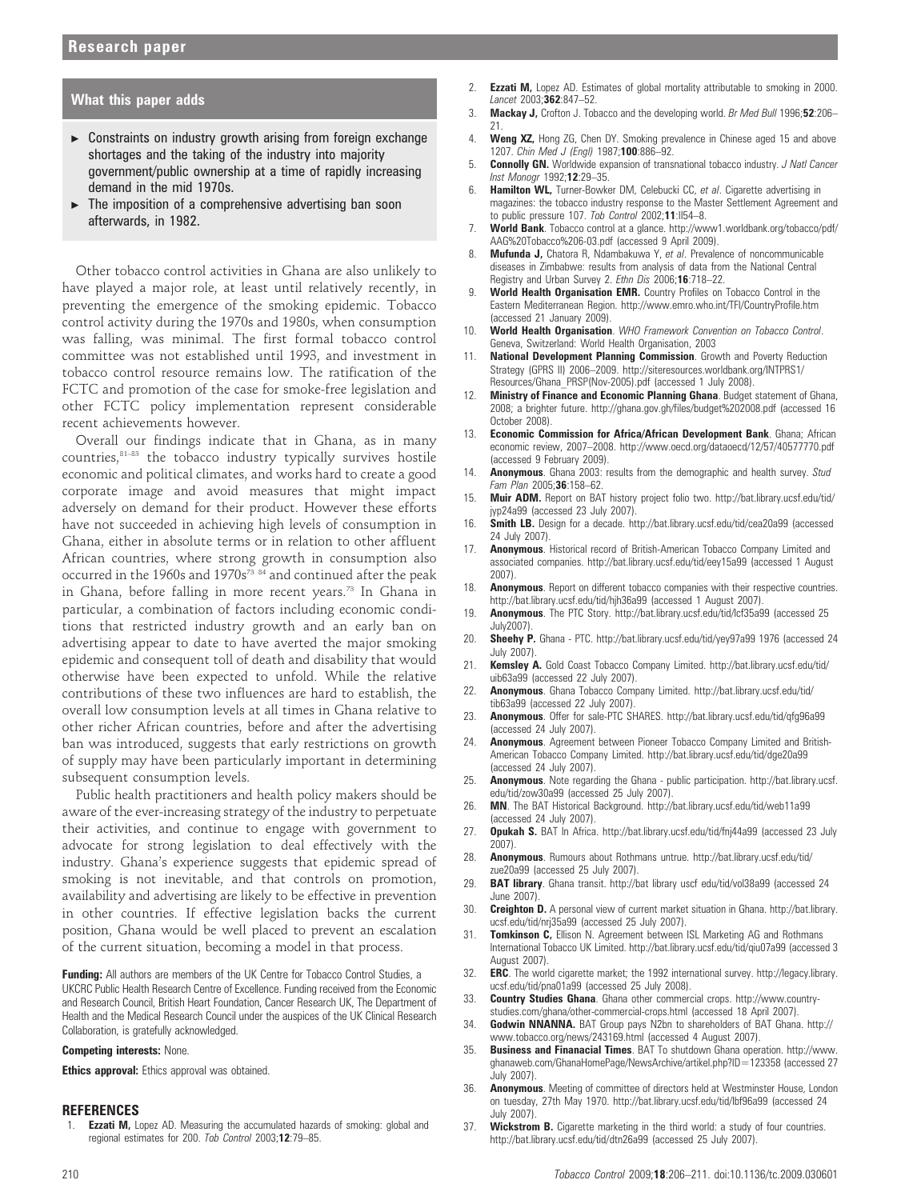## What this paper adds

- ► Constraints on industry growth arising from foreign exchange shortages and the taking of the industry into majority government/public ownership at a time of rapidly increasing demand in the mid 1970s.
- ► The imposition of a comprehensive advertising ban soon afterwards, in 1982.

Other tobacco control activities in Ghana are also unlikely to have played a major role, at least until relatively recently, in preventing the emergence of the smoking epidemic. Tobacco control activity during the 1970s and 1980s, when consumption was falling, was minimal. The first formal tobacco control committee was not established until 1993, and investment in tobacco control resource remains low. The ratification of the FCTC and promotion of the case for smoke-free legislation and other FCTC policy implementation represent considerable recent achievements however.

Overall our findings indicate that in Ghana, as in many countries,[81–83] the tobacco industry typically survives hostile economic and political climates, and works hard to create a good corporate image and avoid measures that might impact adversely on demand for their product. However these efforts have not succeeded in achieving high levels of consumption in Ghana, either in absolute terms or in relation to other affluent African countries, where strong growth in consumption also occurred in the 1960s and 1970s[73 84] and continued after the peak in Ghana, before falling in more recent years.[73] In Ghana in particular, a combination of factors including economic conditions that restricted industry growth and an early ban on advertising appear to date to have averted the major smoking epidemic and consequent toll of death and disability that would otherwise have been expected to unfold. While the relative contributions of these two influences are hard to establish, the overall low consumption levels at all times in Ghana relative to other richer African countries, before and after the advertising ban was introduced, suggests that early restrictions on growth of supply may have been particularly important in determining subsequent consumption levels.

Public health practitioners and health policy makers should be aware of the ever-increasing strategy of the industry to perpetuate their activities, and continue to engage with government to advocate for strong legislation to deal effectively with the industry. Ghana's experience suggests that epidemic spread of smoking is not inevitable, and that controls on promotion, availability and advertising are likely to be effective in prevention in other countries. If effective legislation backs the current position, Ghana would be well placed to prevent an escalation of the current situation, becoming a model in that process.

**Funding:** All authors are members of the UK Centre for Tobacco Control Studies, a UKCRC Public Health Research Centre of Excellence. Funding received from the Economic and Research Council, British Heart Foundation, Cancer Research UK, The Department of Health and the Medical Research Council under the auspices of the UK Clinical Research Collaboration, is gratefully acknowledged.

**Competing interests:** None.

**Ethics approval:** Ethics approval was obtained.

## REFERENCES

1. **Ezzati M,** Lopez AD. Measuring the accumulated hazards of smoking: global and regional estimates for 200. *Tob Control* 2003;**12**:79–85.
2. **Ezzati M,** Lopez AD. Estimates of global mortality attributable to smoking in 2000. *Lancet* 2003;**362**:847–52.
3. **Mackay J,** Crofton J. Tobacco and the developing world. *Br Med Bull* 1996;**52**:206–21.
4. **Weng XZ,** Hong ZG, Chen DY. Smoking prevalence in Chinese aged 15 and above 1207. *Chin Med J (Engl)* 1987;**100**:886–92.
5. **Connolly GN.** Worldwide expansion of transnational tobacco industry. *J Natl Cancer Inst Monogr* 1992;**12**:29–35.
6. **Hamilton WL,** Turner-Bowker DM, Celebucki CC, *et al*. Cigarette advertising in magazines: the tobacco industry response to the Master Settlement Agreement and to public pressure 107. *Tob Control* 2002;**11**:II54–8.
7. **World Bank**. Tobacco control at a glance. http://www1.worldbank.org/tobacco/pdf/AAG%20Tobacco%206-03.pdf (accessed 9 April 2009).
8. **Mufunda J,** Chatora R, Ndambakuwa Y, *et al*. Prevalence of noncommunicable diseases in Zimbabwe: results from analysis of data from the National Central Registry and Urban Survey 2. *Ethn Dis* 2006;**16**:718–22.
9. **World Health Organisation EMR.** Country Profiles on Tobacco Control in the Eastern Mediterranean Region. http://www.emro.who.int/TFI/CountryProfile.htm (accessed 21 January 2009).
10. **World Health Organisation**. *WHO Framework Convention on Tobacco Control*. Geneva, Switzerland: World Health Organisation, 2003
11. **National Development Planning Commission**. Growth and Poverty Reduction Strategy (GPRS II) 2006–2009. http://siteresources.worldbank.org/INTPRS1/Resources/Ghana_PRSP(Nov-2005).pdf (accessed 1 July 2008).
12. **Ministry of Finance and Economic Planning Ghana**. Budget statement of Ghana, 2008; a brighter future. http://ghana.gov.gh/files/budget%202008.pdf (accessed 16 October 2008).
13. **Economic Commission for Africa/African Development Bank**. Ghana; African economic review, 2007–2008. http://www.oecd.org/dataoecd/12/57/40577770.pdf (accessed 9 February 2009).
14. **Anonymous**. Ghana 2003: results from the demographic and health survey. *Stud Fam Plan* 2005;**36**:158–62.
15. **Muir ADM.** Report on BAT history project folio two. http://bat.library.ucsf.edu/tid/jyp24a99 (accessed 23 July 2007).
16. **Smith LB.** Design for a decade. http://bat.library.ucsf.edu/tid/cea20a99 (accessed 24 July 2007).
17. **Anonymous**. Historical record of British-American Tobacco Company Limited and associated companies. http://bat.library.ucsf.edu/tid/eey15a99 (accessed 1 August 2007).
18. **Anonymous**. Report on different tobacco companies with their respective countries. http://bat.library.ucsf.edu/tid/hjh36a99 (accessed 1 August 2007).
19. **Anonymous**. The PTC Story. http://bat.library.ucsf.edu/tid/lcf35a99 (accessed 25 July2007).
20. **Sheehy P.** Ghana - PTC. http://bat.library.ucsf.edu/tid/yey97a99 1976 (accessed 24 July 2007).
21. **Kemsley A.** Gold Coast Tobacco Company Limited. http://bat.library.ucsf.edu/tid/uib63a99 (accessed 22 July 2007).
22. **Anonymous**. Ghana Tobacco Company Limited. http://bat.library.ucsf.edu/tid/tib63a99 (accessed 22 July 2007).
23. **Anonymous**. Offer for sale-PTC SHARES. http://bat.library.ucsf.edu/tid/qfg96a99 (accessed 24 July 2007).
24. **Anonymous**. Agreement between Pioneer Tobacco Company Limited and British-American Tobacco Company Limited. http://bat.library.ucsf.edu/tid/dge20a99 (accessed 24 July 2007).
25. **Anonymous**. Note regarding the Ghana - public participation. http://bat.library.ucsf.edu/tid/zow30a99 (accessed 25 July 2007).
26. **MN**. The BAT Historical Background. http://bat.library.ucsf.edu/tid/web11a99 (accessed 24 July 2007).
27. **Opukah S.** BAT In Africa. http://bat.library.ucsf.edu/tid/fnj44a99 (accessed 23 July 2007).
28. **Anonymous**. Rumours about Rothmans untrue. http://bat.library.ucsf.edu/tid/zue20a99 (accessed 25 July 2007).
29. **BAT library**. Ghana transit. http://bat library uscf edu/tid/vol38a99 (accessed 24 June 2007).
30. **Creighton D.** A personal view of current market situation in Ghana. http://bat.library.ucsf.edu/tid/nrj35a99 (accessed 25 July 2007).
31. **Tomkinson C,** Ellison N. Agreement between ISL Marketing AG and Rothmans International Tobacco UK Limited. http://bat.library.ucsf.edu/tid/qiu07a99 (accessed 3 August 2007).
32. **ERC**. The world cigarette market; the 1992 international survey. http://legacy.library.ucsf.edu/tid/pna01a99 (accessed 25 July 2008).
33. **Country Studies Ghana**. Ghana other commercial crops. http://www.country-studies.com/ghana/other-commercial-crops.html (accessed 18 April 2007).
34. **Godwin NNANNA.** BAT Group pays N2bn to shareholders of BAT Ghana. http://www.tobacco.org/news/243169.html (accessed 4 August 2007).
35. **Business and Finanacial Times**. BAT To shutdown Ghana operation. http://www.ghanaweb.com/GhanaHomePage/NewsArchive/artikel.php?ID=123358 (accessed 27 July 2007).
36. **Anonymous**. Meeting of committee of directors held at Westminster House, London on tuesday, 27th May 1970. http://bat.library.ucsf.edu/tid/lbf96a99 (accessed 24 July 2007).
37. **Wickstrom B.** Cigarette marketing in the third world: a study of four countries. http://bat.library.ucsf.edu/tid/dtn26a99 (accessed 25 July 2007).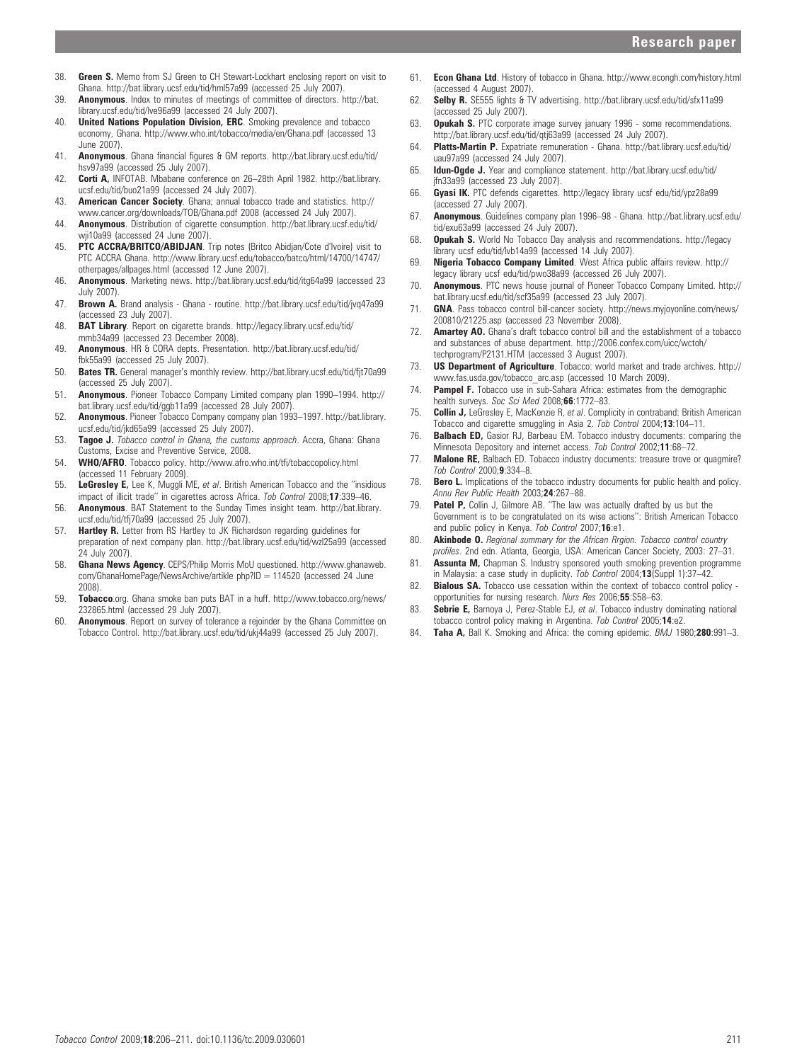38. **Green S.** Memo from SJ Green to CH Stewart-Lockhart enclosing report on visit to Ghana. http://bat.library.ucsf.edu/tid/hml57a99 (accessed 25 July 2007).
39. **Anonymous**. Index to minutes of meetings of committee of directors. http://bat.library.ucsf.edu/tid/lve96a99 (accessed 24 July 2007).
40. **United Nations Population Division, ERC**. Smoking prevalence and tobacco economy, Ghana. http://www.who.int/tobacco/media/en/Ghana.pdf (accessed 13 June 2007).
41. **Anonymous**. Ghana financial figures & GM reports. http://bat.library.ucsf.edu/tid/hsv97a99 (accessed 25 July 2007).
42. **Corti A,** INFOTAB. Mbabane conference on 26–28th April 1982. http://bat.library.ucsf.edu/tid/buo21a99 (accessed 24 July 2007).
43. **American Cancer Society**. Ghana; annual tobacco trade and statistics. http://www.cancer.org/downloads/TOB/Ghana.pdf 2008 (accessed 24 July 2007).
44. **Anonymous**. Distribution of cigarette consumption. http://bat.library.ucsf.edu/tid/wji10a99 (accessed 24 June 2007).
45. **PTC ACCRA/BRITCO/ABIDJAN**. Trip notes (Britco Abidjan/Cote d'Ivoire) visit to PTC ACCRA Ghana. http://www.library.ucsf.edu/tobacco/batco/html/14700/14747/otherpages/allpages.html (accessed 12 June 2007).
46. **Anonymous**. Marketing news. http://bat.library.ucsf.edu/tid/itg64a99 (accessed 23 July 2007).
47. **Brown A.** Brand analysis - Ghana - routine. http://bat.library.ucsf.edu/tid/jvq47a99 (accessed 23 July 2007).
48. **BAT Library**. Report on cigarette brands. http://legacy.library.ucsf.edu/tid/mmb34a99 (accessed 23 December 2008).
49. **Anonymous**. HR & CORA depts. Presentation. http://bat.library.ucsf.edu/tid/fbk55a99 (accessed 25 July 2007).
50. **Bates TR.** General manager's monthly review. http://bat.library.ucsf.edu/tid/fjt70a99 (accessed 25 July 2007).
51. **Anonymous**. Pioneer Tobacco Company Limited company plan 1990–1994. http://bat.library.ucsf.edu/tid/ggb11a99 (accessed 28 July 2007).
52. **Anonymous**. Pioneer Tobacco Company company plan 1993–1997. http://bat.library.ucsf.edu/tid/jkd65a99 (accessed 25 July 2007).
53. **Tagoe J.** *Tobacco control in Ghana, the customs approach*. Accra, Ghana: Ghana Customs, Excise and Preventive Service, 2008.
54. **WHO/AFRO**. Tobacco policy. http://www.afro.who.int/tfi/tobaccopolicy.html (accessed 11 February 2009).
55. **LeGresley E,** Lee K, Muggli ME, *et al*. British American Tobacco and the "insidious impact of illicit trade" in cigarettes across Africa. *Tob Control* 2008;**17**:339–46.
56. **Anonymous**. BAT Statement to the Sunday Times insight team. http://bat.library.ucsf.edu/tid/tfj70a99 (accessed 25 July 2007).
57. **Hartley R.** Letter from RS Hartley to JK Richardson regarding guidelines for preparation of next company plan. http://bat.library.ucsf.edu/tid/wzl25a99 (accessed 24 July 2007).
58. **Ghana News Agency**. CEPS/Philip Morris MoU questioned. http://www.ghanaweb.com/GhanaHomePage/NewsArchive/artikle php?ID = 114520 (accessed 24 June 2008).
59. **Tobacco**.org. Ghana smoke ban puts BAT in a huff. http://www.tobacco.org/news/232865.html (accessed 29 July 2007).
60. **Anonymous**. Report on survey of tolerance a rejoinder by the Ghana Committee on Tobacco Control. http://bat.library.ucsf.edu/tid/ukj44a99 (accessed 25 July 2007).
61. **Econ Ghana Ltd**. History of tobacco in Ghana. http://www.econgh.com/history.html (accessed 4 August 2007).
62. **Selby R.** SE555 lights & TV advertising. http://bat.library.ucsf.edu/tid/sfx11a99 (accessed 25 July 2007).
63. **Opukah S.** PTC corporate image survey january 1996 - some recommendations. http://bat.library.ucsf.edu/tid/qtj63a99 (accessed 24 July 2007).
64. **Platts-Martin P.** Expatriate remuneration - Ghana. http://bat.library.ucsf.edu/tid/uau97a99 (accessed 24 July 2007).
65. **Idun-Ogde J.** Year and compliance statement. http://bat.library.ucsf.edu/tid/jfn33a99 (accessed 23 July 2007).
66. **Gyasi IK.** PTC defends cigarettes. http://legacy library ucsf edu/tid/ypz28a99 (accessed 27 July 2007).
67. **Anonymous**. Guidelines company plan 1996–98 - Ghana. http://bat.library.ucsf.edu/tid/exu63a99 (accessed 24 July 2007).
68. **Opukah S.** World No Tobacco Day analysis and recommendations. http://legacy library ucsf edu/tid/lvb14a99 (accessed 14 July 2007).
69. **Nigeria Tobacco Company Limited**. West Africa public affairs review. http://legacy library ucsf edu/tid/pwo38a99 (accessed 26 July 2007).
70. **Anonymous**. PTC news house journal of Pioneer Tobacco Company Limited. http://bat.library.ucsf.edu/tid/scf35a99 (accessed 23 July 2007).
71. **GNA**. Pass tobacco control bill-cancer society. http://news.myjoyonline.com/news/200810/21225.asp (accessed 23 November 2008).
72. **Amartey AO.** Ghana's draft tobacco control bill and the establishment of a tobacco and substances of abuse department. http://2006.confex.com/uicc/wctoh/techprogram/P2131.HTM (accessed 3 August 2007).
73. **US Department of Agriculture**. Tobacco: world market and trade archives. http://www.fas.usda.gov/tobacco_arc.asp (accessed 10 March 2009).
74. **Pampel F.** Tobacco use in sub-Sahara Africa: estimates from the demographic health surveys. *Soc Sci Med* 2008;**66**:1772–83.
75. **Collin J,** LeGresley E, MacKenzie R, *et al*. Complicity in contraband: British American Tobacco and cigarette smuggling in Asia 2. *Tob Control* 2004;**13**:104–11.
76. **Balbach ED,** Gasior RJ, Barbeau EM. Tobacco industry documents: comparing the Minnesota Depository and internet access. *Tob Control* 2002;**11**:68–72.
77. **Malone RE,** Balbach ED. Tobacco industry documents: treasure trove or quagmire? *Tob Control* 2000;**9**:334–8.
78. **Bero L.** Implications of the tobacco industry documents for public health and policy. *Annu Rev Public Health* 2003;**24**:267–88.
79. **Patel P,** Collin J, Gilmore AB. "The law was actually drafted by us but the Government is to be congratulated on its wise actions": British American Tobacco and public policy in Kenya. *Tob Control* 2007;**16**:e1.
80. **Akinbode O.** *Regional summary for the African Rrgion. Tobacco control country profiles*. 2nd edn. Atlanta, Georgia, USA: American Cancer Society, 2003: 27–31.
81. **Assunta M,** Chapman S. Industry sponsored youth smoking prevention programme in Malaysia: a case study in duplicity. *Tob Control* 2004;**13**(Suppl 1):37–42.
82. **Bialous SA.** Tobacco use cessation within the context of tobacco control policy - opportunities for nursing research. *Nurs Res* 2006;**55**:S58–63.
83. **Sebrie E,** Barnoya J, Perez-Stable EJ, *et al*. Tobacco industry dominating national tobacco control policy making in Argentina. *Tob Control* 2005;**14**:e2.
84. **Taha A,** Ball K. Smoking and Africa: the coming epidemic. *BMJ* 1980;**280**:991–3.